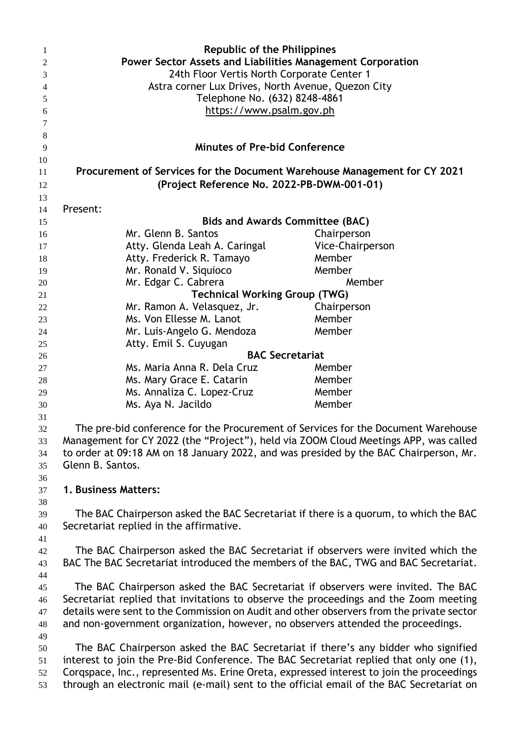**Republic of the Philippines**
**Power Sector Assets and Liabilities Management Corporation**
24th Floor Vertis North Corporate Center 1
Astra corner Lux Drives, North Avenue, Quezon City
Telephone No. (632) 8248-4861
https://www.psalm.gov.ph

# Minutes of Pre-bid Conference

## Procurement of Services for the Document Warehouse Management for CY 2021 (Project Reference No. 2022-PB-DWM-001-01)

Present:

| | |
|---|---|
| **Bids and Awards Committee (BAC)** | |
| Mr. Glenn B. Santos | Chairperson |
| Atty. Glenda Leah A. Caringal | Vice-Chairperson |
| Atty. Frederick R. Tamayo | Member |
| Mr. Ronald V. Siquioco | Member |
| Mr. Edgar C. Cabrera | Member |
| **Technical Working Group (TWG)** | |
| Mr. Ramon A. Velasquez, Jr. | Chairperson |
| Ms. Von Ellesse M. Lanot | Member |
| Mr. Luis-Angelo G. Mendoza | Member |
| Atty. Emil S. Cuyugan | |
| **BAC Secretariat** | |
| Ms. Maria Anna R. Dela Cruz | Member |
| Ms. Mary Grace E. Catarin | Member |
| Ms. Annaliza C. Lopez-Cruz | Member |
| Ms. Aya N. Jacildo | Member |

The pre-bid conference for the Procurement of Services for the Document Warehouse Management for CY 2022 (the "Project"), held via ZOOM Cloud Meetings APP, was called to order at 09:18 AM on 18 January 2022, and was presided by the BAC Chairperson, Mr. Glenn B. Santos.

**1. Business Matters:**

The BAC Chairperson asked the BAC Secretariat if there is a quorum, to which the BAC Secretariat replied in the affirmative.

The BAC Chairperson asked the BAC Secretariat if observers were invited which the BAC The BAC Secretariat introduced the members of the BAC, TWG and BAC Secretariat.

The BAC Chairperson asked the BAC Secretariat if observers were invited. The BAC Secretariat replied that invitations to observe the proceedings and the Zoom meeting details were sent to the Commission on Audit and other observers from the private sector and non-government organization, however, no observers attended the proceedings.

The BAC Chairperson asked the BAC Secretariat if there's any bidder who signified interest to join the Pre-Bid Conference. The BAC Secretariat replied that only one (1), Corqspace, Inc., represented Ms. Erine Oreta, expressed interest to join the proceedings through an electronic mail (e-mail) sent to the official email of the BAC Secretariat on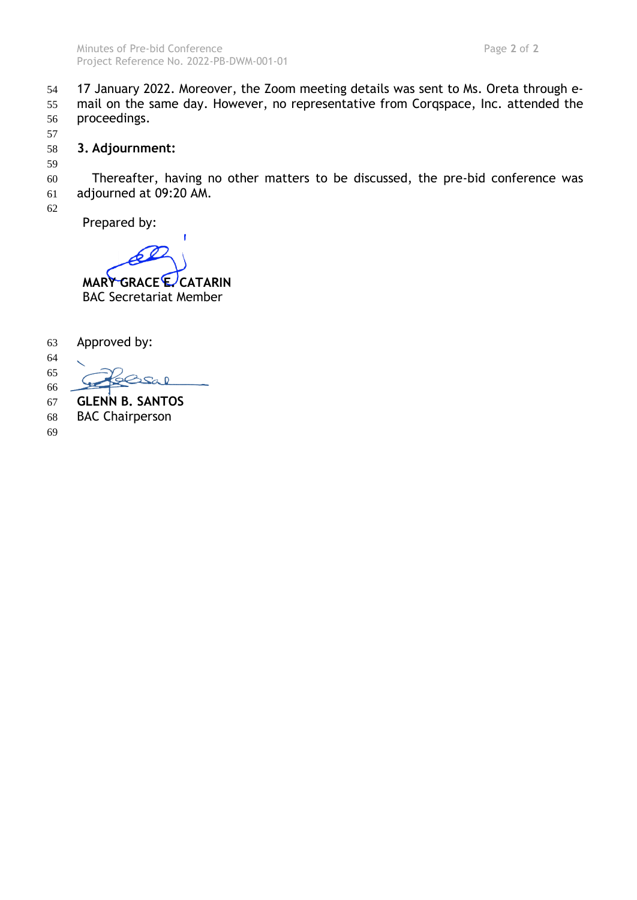17 January 2022. Moreover, the Zoom meeting details was sent to Ms. Oreta through e-mail on the same day. However, no representative from Corqspace, Inc. attended the proceedings.

**3. Adjournment:**

Thereafter, having no other matters to be discussed, the pre-bid conference was adjourned at 09:20 AM.

Prepared by:

**MARY GRACE E. CATARIN**
BAC Secretariat Member

Approved by:

**GLENN B. SANTOS**
BAC Chairperson